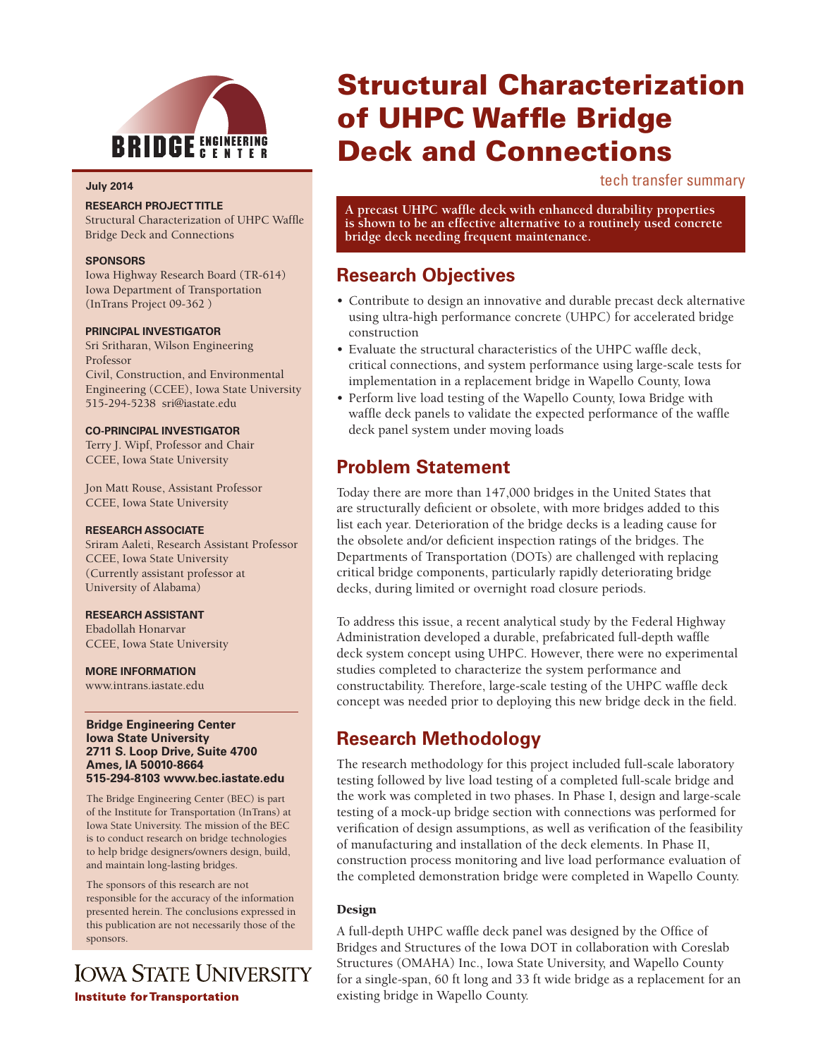# Structural Characterization of UHPC Waffle Bridge Deck and Connections

tech transfer summary

**A precast UHPC waffle deck with enhanced durability properties is shown to be an effective alternative to a routinely used concrete bridge deck needing frequent maintenance.**

**July 2014**

**RESEARCH PROJECT TITLE**
Structural Characterization of UHPC Waffle Bridge Deck and Connections

**SPONSORS**
Iowa Highway Research Board (TR-614)
Iowa Department of Transportation
(InTrans Project 09-362 )

**PRINCIPAL INVESTIGATOR**
Sri Sritharan, Wilson Engineering Professor
Civil, Construction, and Environmental Engineering (CCEE), Iowa State University
515-294-5238 sri@iastate.edu

**CO-PRINCIPAL INVESTIGATOR**
Terry J. Wipf, Professor and Chair
CCEE, Iowa State University

Jon Matt Rouse, Assistant Professor
CCEE, Iowa State University

**RESEARCH ASSOCIATE**
Sriram Aaleti, Research Assistant Professor
CCEE, Iowa State University
(Currently assistant professor at University of Alabama)

**RESEARCH ASSISTANT**
Ebadollah Honarvar
CCEE, Iowa State University

**MORE INFORMATION**
www.intrans.iastate.edu

**Bridge Engineering Center**
**Iowa State University**
**2711 S. Loop Drive, Suite 4700**
**Ames, IA 50010-8664**
**515-294-8103 www.bec.iastate.edu**

The Bridge Engineering Center (BEC) is part of the Institute for Transportation (InTrans) at Iowa State University. The mission of the BEC is to conduct research on bridge technologies to help bridge designers/owners design, build, and maintain long-lasting bridges.

The sponsors of this research are not responsible for the accuracy of the information presented herein. The conclusions expressed in this publication are not necessarily those of the sponsors.

## Research Objectives

- Contribute to design an innovative and durable precast deck alternative using ultra-high performance concrete (UHPC) for accelerated bridge construction
- Evaluate the structural characteristics of the UHPC waffle deck, critical connections, and system performance using large-scale tests for implementation in a replacement bridge in Wapello County, Iowa
- Perform live load testing of the Wapello County, Iowa Bridge with waffle deck panels to validate the expected performance of the waffle deck panel system under moving loads

## Problem Statement

Today there are more than 147,000 bridges in the United States that are structurally deficient or obsolete, with more bridges added to this list each year. Deterioration of the bridge decks is a leading cause for the obsolete and/or deficient inspection ratings of the bridges. The Departments of Transportation (DOTs) are challenged with replacing critical bridge components, particularly rapidly deteriorating bridge decks, during limited or overnight road closure periods.

To address this issue, a recent analytical study by the Federal Highway Administration developed a durable, prefabricated full-depth waffle deck system concept using UHPC. However, there were no experimental studies completed to characterize the system performance and constructability. Therefore, large-scale testing of the UHPC waffle deck concept was needed prior to deploying this new bridge deck in the field.

## Research Methodology

The research methodology for this project included full-scale laboratory testing followed by live load testing of a completed full-scale bridge and the work was completed in two phases. In Phase I, design and large-scale testing of a mock-up bridge section with connections was performed for verification of design assumptions, as well as verification of the feasibility of manufacturing and installation of the deck elements. In Phase II, construction process monitoring and live load performance evaluation of the completed demonstration bridge were completed in Wapello County.

### Design

A full-depth UHPC waffle deck panel was designed by the Office of Bridges and Structures of the Iowa DOT in collaboration with Coreslab Structures (OMAHA) Inc., Iowa State University, and Wapello County for a single-span, 60 ft long and 33 ft wide bridge as a replacement for an existing bridge in Wapello County.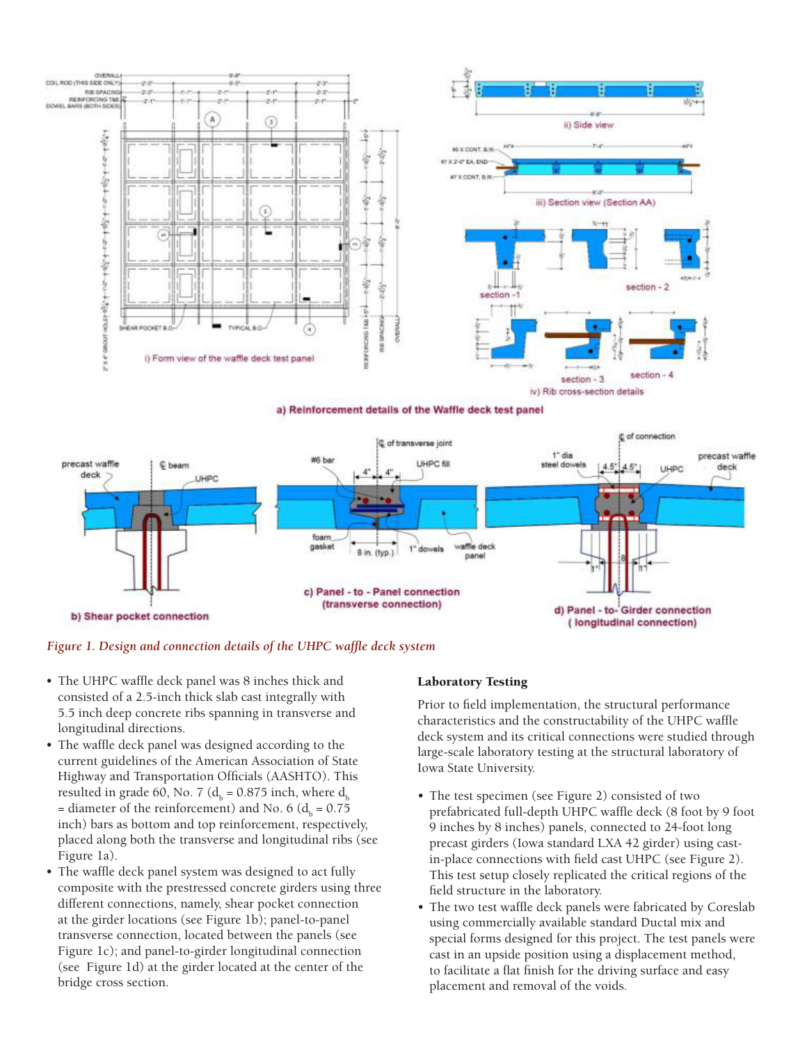a) Reinforcement details of the Waffle deck test panel

i) Form view of the waffle deck test panel

ii) Side view

iii) Section view (Section AA)

iv) Rib cross-section details

b) Shear pocket connection

c) Panel - to - Panel connection (transverse connection)

d) Panel - to- Girder connection ( longitudinal connection)

*Figure 1. Design and connection details of the UHPC waffle deck system*

- The UHPC waffle deck panel was 8 inches thick and consisted of a 2.5-inch thick slab cast integrally with 5.5 inch deep concrete ribs spanning in transverse and longitudinal directions.
- The waffle deck panel was designed according to the current guidelines of the American Association of State Highway and Transportation Officials (AASHTO). This resulted in grade 60, No. 7 ($d_b$ = 0.875 inch, where $d_b$ = diameter of the reinforcement) and No. 6 ($d_b$ = 0.75 inch) bars as bottom and top reinforcement, respectively, placed along both the transverse and longitudinal ribs (see Figure 1a).
- The waffle deck panel system was designed to act fully composite with the prestressed concrete girders using three different connections, namely, shear pocket connection at the girder locations (see Figure 1b); panel-to-panel transverse connection, located between the panels (see Figure 1c); and panel-to-girder longitudinal connection (see Figure 1d) at the girder located at the center of the bridge cross section.

### Laboratory Testing

Prior to field implementation, the structural performance characteristics and the constructability of the UHPC waffle deck system and its critical connections were studied through large-scale laboratory testing at the structural laboratory of Iowa State University.

- The test specimen (see Figure 2) consisted of two prefabricated full-depth UHPC waffle deck (8 foot by 9 foot 9 inches by 8 inches) panels, connected to 24-foot long precast girders (Iowa standard LXA 42 girder) using cast-in-place connections with field cast UHPC (see Figure 2). This test setup closely replicated the critical regions of the field structure in the laboratory.
- The two test waffle deck panels were fabricated by Coreslab using commercially available standard Ductal mix and special forms designed for this project. The test panels were cast in an upside position using a displacement method, to facilitate a flat finish for the driving surface and easy placement and removal of the voids.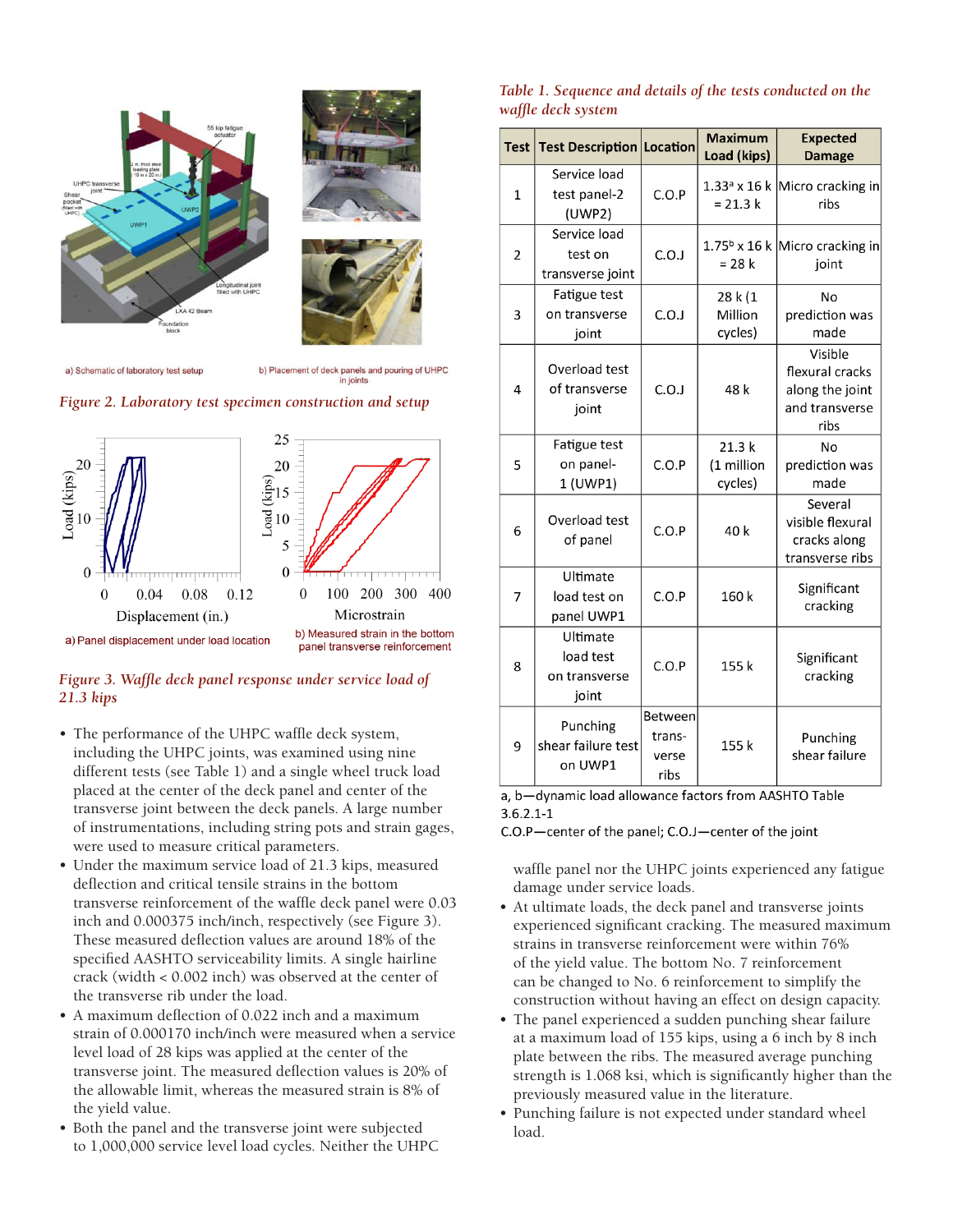a) Schematic of laboratory test setup

b) Placement of deck panels and pouring of UHPC in joints

*Figure 2. Laboratory test specimen construction and setup*

Load (kips)

Displacement (in.)

0 0.04 0.08 0.12

0 10 20

a) Panel displacement under load location

Load (kips)

Microstrain

0 100 200 300 400

0 5 10 15 20 25

b) Measured strain in the bottom panel transverse reinforcement

*Figure 3. Waffle deck panel response under service load of 21.3 kips*

- The performance of the UHPC waffle deck system, including the UHPC joints, was examined using nine different tests (see Table 1) and a single wheel truck load placed at the center of the deck panel and center of the transverse joint between the deck panels. A large number of instrumentations, including string pots and strain gages, were used to measure critical parameters.
- Under the maximum service load of 21.3 kips, measured deflection and critical tensile strains in the bottom transverse reinforcement of the waffle deck panel were 0.03 inch and 0.000375 inch/inch, respectively (see Figure 3). These measured deflection values are around 18% of the specified AASHTO serviceability limits. A single hairline crack (width < 0.002 inch) was observed at the center of the transverse rib under the load.
- A maximum deflection of 0.022 inch and a maximum strain of 0.000170 inch/inch were measured when a service level load of 28 kips was applied at the center of the transverse joint. The measured deflection values is 20% of the allowable limit, whereas the measured strain is 8% of the yield value.
- Both the panel and the transverse joint were subjected to 1,000,000 service level load cycles. Neither the UHPC waffle panel nor the UHPC joints experienced any fatigue damage under service loads.
- At ultimate loads, the deck panel and transverse joints experienced significant cracking. The measured maximum strains in transverse reinforcement were within 76% of the yield value. The bottom No. 7 reinforcement can be changed to No. 6 reinforcement to simplify the construction without having an effect on design capacity.
- The panel experienced a sudden punching shear failure at a maximum load of 155 kips, using a 6 inch by 8 inch plate between the ribs. The measured average punching strength is 1.068 ksi, which is significantly higher than the previously measured value in the literature.
- Punching failure is not expected under standard wheel load.

*Table 1. Sequence and details of the tests conducted on the waffle deck system*

| Test | Test Description | Location | Maximum Load (kips) | Expected Damage |
|---|---|---|---|---|
| 1 | Service load test panel-2 (UWP2) | C.O.P | 1.33[a] x 16 k = 21.3 k | Micro cracking in ribs |
| 2 | Service load test on transverse joint | C.O.J | 1.75[b] x 16 k = 28 k | Micro cracking in joint |
| 3 | Fatigue test on transverse joint | C.O.J | 28 k (1 Million cycles) | No prediction was made |
| 4 | Overload test of transverse joint | C.O.J | 48 k | Visible flexural cracks along the joint and transverse ribs |
| 5 | Fatigue test on panel-1 (UWP1) | C.O.P | 21.3 k (1 million cycles) | No prediction was made |
| 6 | Overload test of panel | C.O.P | 40 k | Several visible flexural cracks along transverse ribs |
| 7 | Ultimate load test on panel UWP1 | C.O.P | 160 k | Significant cracking |
| 8 | Ultimate load test on transverse joint | C.O.P | 155 k | Significant cracking |
| 9 | Punching shear failure test on UWP1 | Between trans-verse ribs | 155 k | Punching shear failure |

a, b—dynamic load allowance factors from AASHTO Table 3.6.2.1-1

C.O.P—center of the panel; C.O.J—center of the joint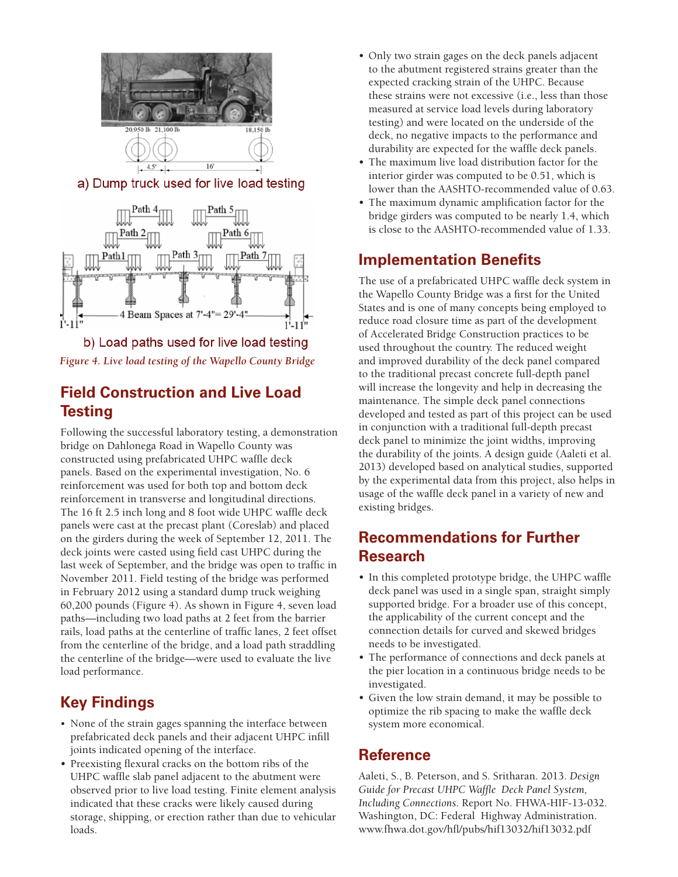20,950 lb 21,100 lb 18,150 lb

4.5' 16'

a) Dump truck used for live load testing

Path 4 Path 5

Path 2 Path 6

Path 1 Path 3 Path 7

1'-11" 4 Beam Spaces at 7'-4"= 29'-4" 1'-11"

b) Load paths used for live load testing

*Figure 4. Live load testing of the Wapello County Bridge*

## Field Construction and Live Load Testing

Following the successful laboratory testing, a demonstration bridge on Dahlonega Road in Wapello County was constructed using prefabricated UHPC waffle deck panels. Based on the experimental investigation, No. 6 reinforcement was used for both top and bottom deck reinforcement in transverse and longitudinal directions. The 16 ft 2.5 inch long and 8 foot wide UHPC waffle deck panels were cast at the precast plant (Coreslab) and placed on the girders during the week of September 12, 2011. The deck joints were casted using field cast UHPC during the last week of September, and the bridge was open to traffic in November 2011. Field testing of the bridge was performed in February 2012 using a standard dump truck weighing 60,200 pounds (Figure 4). As shown in Figure 4, seven load paths—including two load paths at 2 feet from the barrier rails, load paths at the centerline of traffic lanes, 2 feet offset from the centerline of the bridge, and a load path straddling the centerline of the bridge—were used to evaluate the live load performance.

## Key Findings

- None of the strain gages spanning the interface between prefabricated deck panels and their adjacent UHPC infill joints indicated opening of the interface.
- Preexisting flexural cracks on the bottom ribs of the UHPC waffle slab panel adjacent to the abutment were observed prior to live load testing. Finite element analysis indicated that these cracks were likely caused during storage, shipping, or erection rather than due to vehicular loads.
- Only two strain gages on the deck panels adjacent to the abutment registered strains greater than the expected cracking strain of the UHPC. Because these strains were not excessive (i.e., less than those measured at service load levels during laboratory testing) and were located on the underside of the deck, no negative impacts to the performance and durability are expected for the waffle deck panels.
- The maximum live load distribution factor for the interior girder was computed to be 0.51, which is lower than the AASHTO-recommended value of 0.63.
- The maximum dynamic amplification factor for the bridge girders was computed to be nearly 1.4, which is close to the AASHTO-recommended value of 1.33.

## Implementation Benefits

The use of a prefabricated UHPC waffle deck system in the Wapello County Bridge was a first for the United States and is one of many concepts being employed to reduce road closure time as part of the development of Accelerated Bridge Construction practices to be used throughout the country. The reduced weight and improved durability of the deck panel compared to the traditional precast concrete full-depth panel will increase the longevity and help in decreasing the maintenance. The simple deck panel connections developed and tested as part of this project can be used in conjunction with a traditional full-depth precast deck panel to minimize the joint widths, improving the durability of the joints. A design guide (Aaleti et al. 2013) developed based on analytical studies, supported by the experimental data from this project, also helps in usage of the waffle deck panel in a variety of new and existing bridges.

## Recommendations for Further Research

- In this completed prototype bridge, the UHPC waffle deck panel was used in a single span, straight simply supported bridge. For a broader use of this concept, the applicability of the current concept and the connection details for curved and skewed bridges needs to be investigated.
- The performance of connections and deck panels at the pier location in a continuous bridge needs to be investigated.
- Given the low strain demand, it may be possible to optimize the rib spacing to make the waffle deck system more economical.

## Reference

Aaleti, S., B. Peterson, and S. Sritharan. 2013. *Design Guide for Precast UHPC Waffle Deck Panel System, Including Connections*. Report No. FHWA-HIF-13-032. Washington, DC: Federal Highway Administration. www.fhwa.dot.gov/hfl/pubs/hif13032/hif13032.pdf